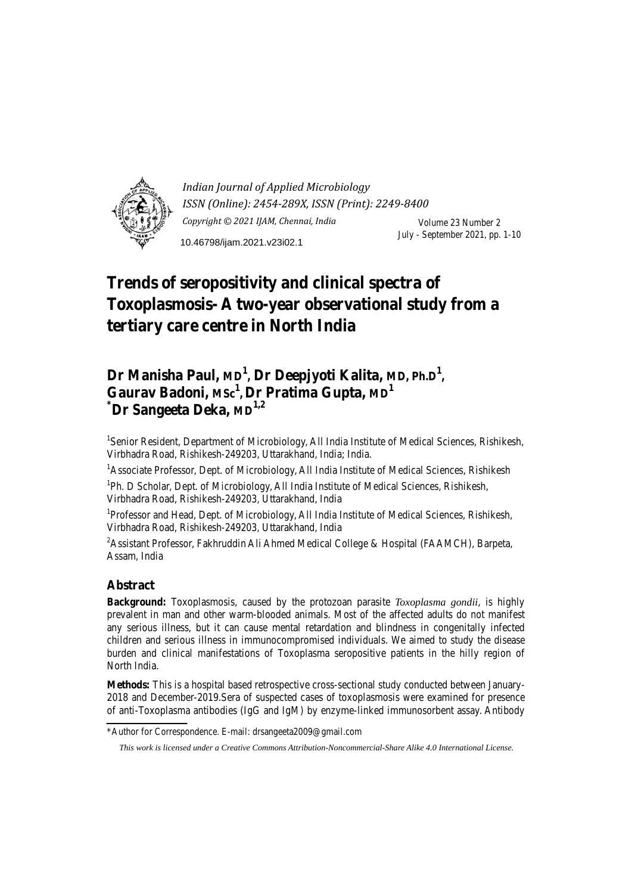*Indian Journal of Applied Microbiology*
*ISSN (Online): 2454-289X, ISSN (Print): 2249-8400*
*Copyright © 2021 IJAM, Chennai, India*

Volume 23 Number 2
July - September 2021, pp. 1-10

10.46798/ijam.2021.v23i02.1

# Trends of seropositivity and clinical spectra of Toxoplasmosis- A two-year observational study from a tertiary care centre in North India

**Dr Manisha Paul, MD[1], Dr Deepjyoti Kalita, MD, Ph.D[1], Gaurav Badoni, MSc[1], Dr Pratima Gupta, MD[1]**
**[*]Dr Sangeeta Deka, MD[1,2]**

[1]Senior Resident, Department of Microbiology, All India Institute of Medical Sciences, Rishikesh, Virbhadra Road, Rishikesh-249203, Uttarakhand, India; India.

[1]Associate Professor, Dept. of Microbiology, All India Institute of Medical Sciences, Rishikesh

[1]Ph. D Scholar, Dept. of Microbiology, All India Institute of Medical Sciences, Rishikesh, Virbhadra Road, Rishikesh-249203, Uttarakhand, India

[1]Professor and Head, Dept. of Microbiology, All India Institute of Medical Sciences, Rishikesh, Virbhadra Road, Rishikesh-249203, Uttarakhand, India

[2]Assistant Professor, Fakhruddin Ali Ahmed Medical College & Hospital (FAAMCH), Barpeta, Assam, India

## Abstract

**Background:** Toxoplasmosis, caused by the protozoan parasite *Toxoplasma gondii*, is highly prevalent in man and other warm-blooded animals. Most of the affected adults do not manifest any serious illness, but it can cause mental retardation and blindness in congenitally infected children and serious illness in immunocompromised individuals. We aimed to study the disease burden and clinical manifestations of Toxoplasma seropositive patients in the hilly region of North India.

**Methods:** This is a hospital based retrospective cross-sectional study conducted between January-2018 and December-2019.Sera of suspected cases of toxoplasmosis were examined for presence of anti-Toxoplasma antibodies (IgG and IgM) by enzyme-linked immunosorbent assay. Antibody

---

*Author for Correspondence. E-mail: drsangeeta2009@gmail.com

*This work is licensed under a Creative Commons Attribution-Noncommercial-Share Alike 4.0 International License.*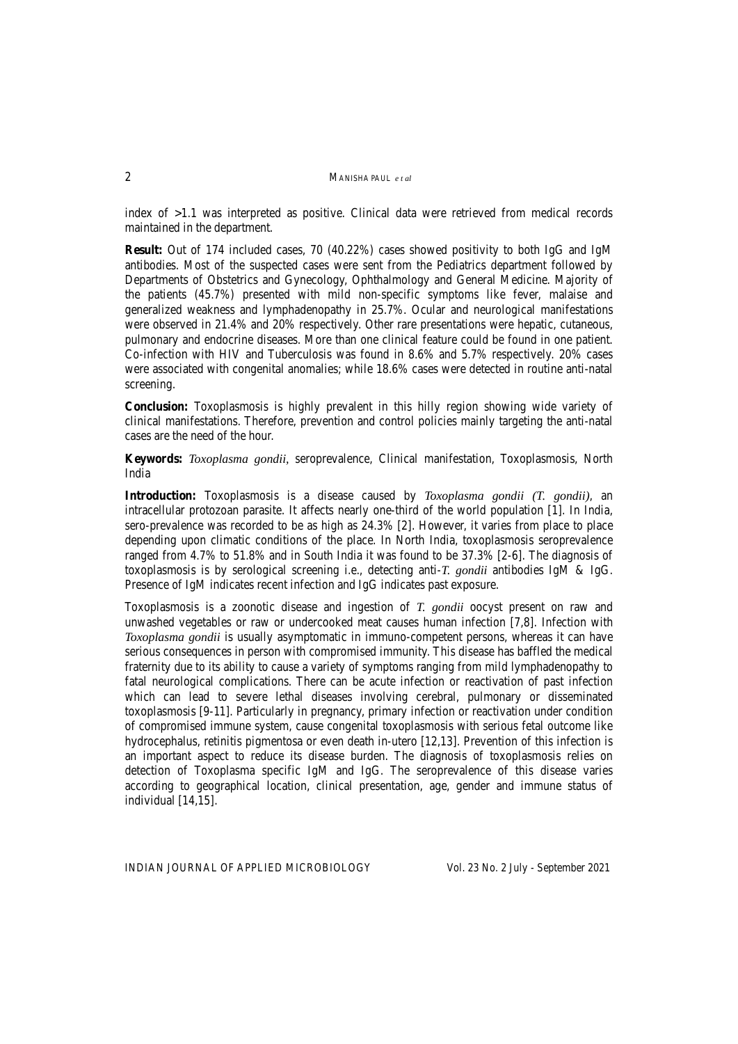index of >1.1 was interpreted as positive. Clinical data were retrieved from medical records maintained in the department.

**Result:** Out of 174 included cases, 70 (40.22%) cases showed positivity to both IgG and IgM antibodies. Most of the suspected cases were sent from the Pediatrics department followed by Departments of Obstetrics and Gynecology, Ophthalmology and General Medicine. Majority of the patients (45.7%) presented with mild non-specific symptoms like fever, malaise and generalized weakness and lymphadenopathy in 25.7%. Ocular and neurological manifestations were observed in 21.4% and 20% respectively. Other rare presentations were hepatic, cutaneous, pulmonary and endocrine diseases. More than one clinical feature could be found in one patient. Co-infection with HIV and Tuberculosis was found in 8.6% and 5.7% respectively. 20% cases were associated with congenital anomalies; while 18.6% cases were detected in routine anti-natal screening.

**Conclusion:** Toxoplasmosis is highly prevalent in this hilly region showing wide variety of clinical manifestations. Therefore, prevention and control policies mainly targeting the anti-natal cases are the need of the hour.

**Keywords:** *Toxoplasma gondii*, seroprevalence, Clinical manifestation, Toxoplasmosis, North India

**Introduction:** Toxoplasmosis is a disease caused by *Toxoplasma gondii (T. gondii)*, an intracellular protozoan parasite. It affects nearly one-third of the world population [1]. In India, sero-prevalence was recorded to be as high as 24.3% [2]. However, it varies from place to place depending upon climatic conditions of the place. In North India, toxoplasmosis seroprevalence ranged from 4.7% to 51.8% and in South India it was found to be 37.3% [2-6]. The diagnosis of toxoplasmosis is by serological screening i.e., detecting anti-*T. gondii* antibodies IgM & IgG. Presence of IgM indicates recent infection and IgG indicates past exposure.

Toxoplasmosis is a zoonotic disease and ingestion of *T. gondii* oocyst present on raw and unwashed vegetables or raw or undercooked meat causes human infection [7,8]. Infection with *Toxoplasma gondii* is usually asymptomatic in immuno-competent persons, whereas it can have serious consequences in person with compromised immunity. This disease has baffled the medical fraternity due to its ability to cause a variety of symptoms ranging from mild lymphadenopathy to fatal neurological complications. There can be acute infection or reactivation of past infection which can lead to severe lethal diseases involving cerebral, pulmonary or disseminated toxoplasmosis [9-11]. Particularly in pregnancy, primary infection or reactivation under condition of compromised immune system, cause congenital toxoplasmosis with serious fetal outcome like hydrocephalus, retinitis pigmentosa or even death in-utero [12,13]. Prevention of this infection is an important aspect to reduce its disease burden. The diagnosis of toxoplasmosis relies on detection of Toxoplasma specific IgM and IgG. The seroprevalence of this disease varies according to geographical location, clinical presentation, age, gender and immune status of individual [14,15].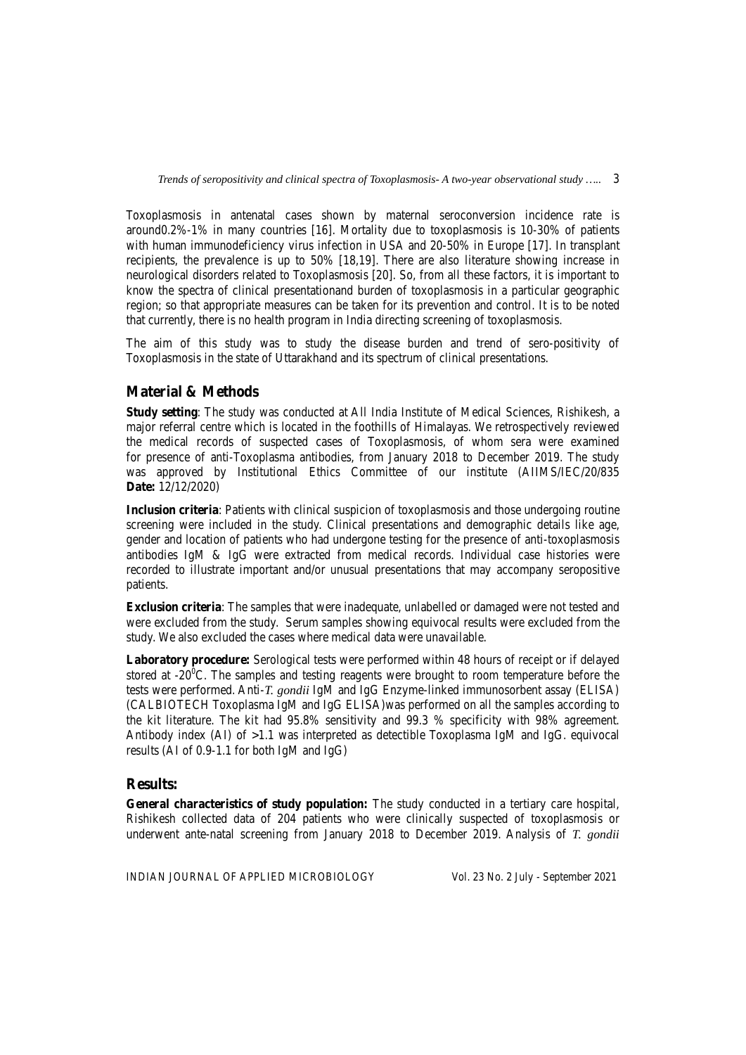Toxoplasmosis in antenatal cases shown by maternal seroconversion incidence rate is around0.2%-1% in many countries [16]. Mortality due to toxoplasmosis is 10-30% of patients with human immunodeficiency virus infection in USA and 20-50% in Europe [17]. In transplant recipients, the prevalence is up to 50% [18,19]. There are also literature showing increase in neurological disorders related to Toxoplasmosis [20]. So, from all these factors, it is important to know the spectra of clinical presentationand burden of toxoplasmosis in a particular geographic region; so that appropriate measures can be taken for its prevention and control. It is to be noted that currently, there is no health program in India directing screening of toxoplasmosis.

The aim of this study was to study the disease burden and trend of sero-positivity of Toxoplasmosis in the state of Uttarakhand and its spectrum of clinical presentations.

## Material & Methods

**Study setting**: The study was conducted at All India Institute of Medical Sciences, Rishikesh, a major referral centre which is located in the foothills of Himalayas. We retrospectively reviewed the medical records of suspected cases of Toxoplasmosis, of whom sera were examined for presence of anti-Toxoplasma antibodies, from January 2018 to December 2019. The study was approved by Institutional Ethics Committee of our institute (AIIMS/IEC/20/835 **Date:** 12/12/2020)

**Inclusion criteria**: Patients with clinical suspicion of toxoplasmosis and those undergoing routine screening were included in the study. Clinical presentations and demographic details like age, gender and location of patients who had undergone testing for the presence of anti-toxoplasmosis antibodies IgM & IgG were extracted from medical records. Individual case histories were recorded to illustrate important and/or unusual presentations that may accompany seropositive patients.

**Exclusion criteria**: The samples that were inadequate, unlabelled or damaged were not tested and were excluded from the study. Serum samples showing equivocal results were excluded from the study. We also excluded the cases where medical data were unavailable.

**Laboratory procedure:** Serological tests were performed within 48 hours of receipt or if delayed stored at -20$^0$C. The samples and testing reagents were brought to room temperature before the tests were performed. Anti-*T. gondii* IgM and IgG Enzyme-linked immunosorbent assay (ELISA) (CALBIOTECH Toxoplasma IgM and IgG ELISA)was performed on all the samples according to the kit literature. The kit had 95.8% sensitivity and 99.3 % specificity with 98% agreement. Antibody index (AI) of >1.1 was interpreted as detectible Toxoplasma IgM and IgG. equivocal results (AI of 0.9-1.1 for both IgM and IgG)

## Results:

**General characteristics of study population:** The study conducted in a tertiary care hospital, Rishikesh collected data of 204 patients who were clinically suspected of toxoplasmosis or underwent ante-natal screening from January 2018 to December 2019. Analysis of *T. gondii*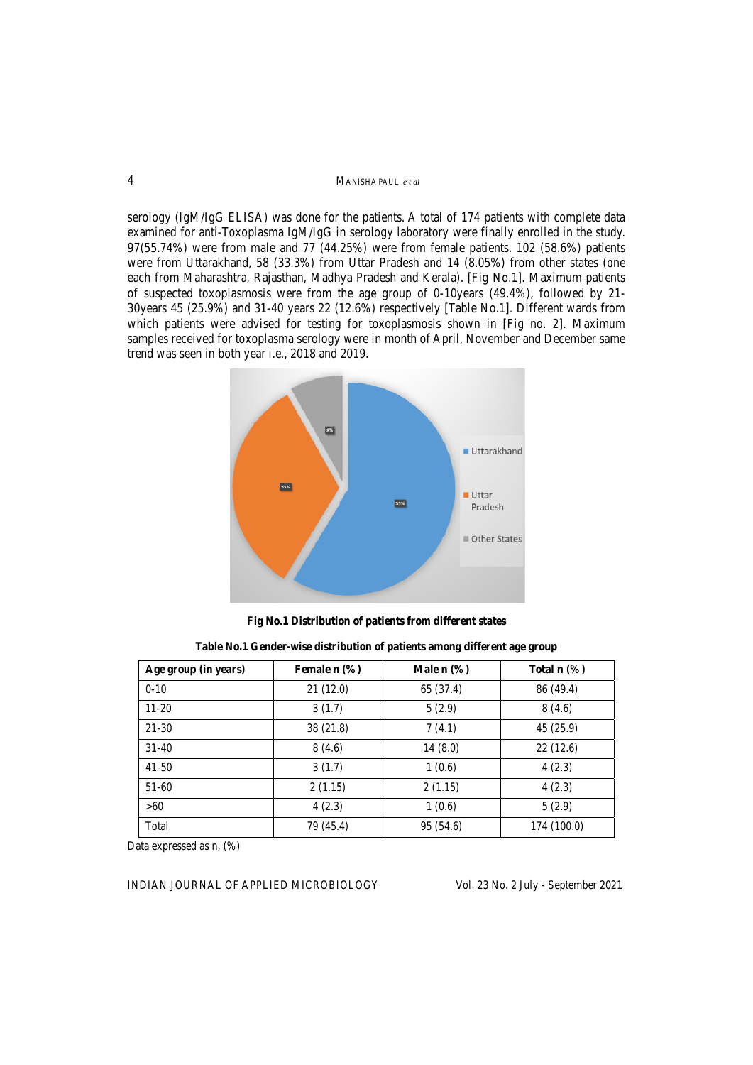serology (IgM/IgG ELISA) was done for the patients. A total of 174 patients with complete data examined for anti-Toxoplasma IgM/IgG in serology laboratory were finally enrolled in the study. 97(55.74%) were from male and 77 (44.25%) were from female patients. 102 (58.6%) patients were from Uttarakhand, 58 (33.3%) from Uttar Pradesh and 14 (8.05%) from other states (one each from Maharashtra, Rajasthan, Madhya Pradesh and Kerala). [Fig No.1]. Maximum patients of suspected toxoplasmosis were from the age group of 0-10years (49.4%), followed by 21-30years 45 (25.9%) and 31-40 years 22 (12.6%) respectively [Table No.1]. Different wards from which patients were advised for testing for toxoplasmosis shown in [Fig no. 2]. Maximum samples received for toxoplasma serology were in month of April, November and December same trend was seen in both year i.e., 2018 and 2019.

**Fig No.1 Distribution of patients from different states**

**Table No.1 Gender-wise distribution of patients among different age group**

| Age group (in years) | Female n (%) | Male n (%) | Total n (%) |
|---|---|---|---|
| 0-10 | 21 (12.0) | 65 (37.4) | 86 (49.4) |
| 11-20 | 3 (1.7) | 5 (2.9) | 8 (4.6) |
| 21-30 | 38 (21.8) | 7 (4.1) | 45 (25.9) |
| 31-40 | 8 (4.6) | 14 (8.0) | 22 (12.6) |
| 41-50 | 3 (1.7) | 1 (0.6) | 4 (2.3) |
| 51-60 | 2 (1.15) | 2 (1.15) | 4 (2.3) |
| >60 | 4 (2.3) | 1 (0.6) | 5 (2.9) |
| Total | 79 (45.4) | 95 (54.6) | 174 (100.0) |

Data expressed as n, (%)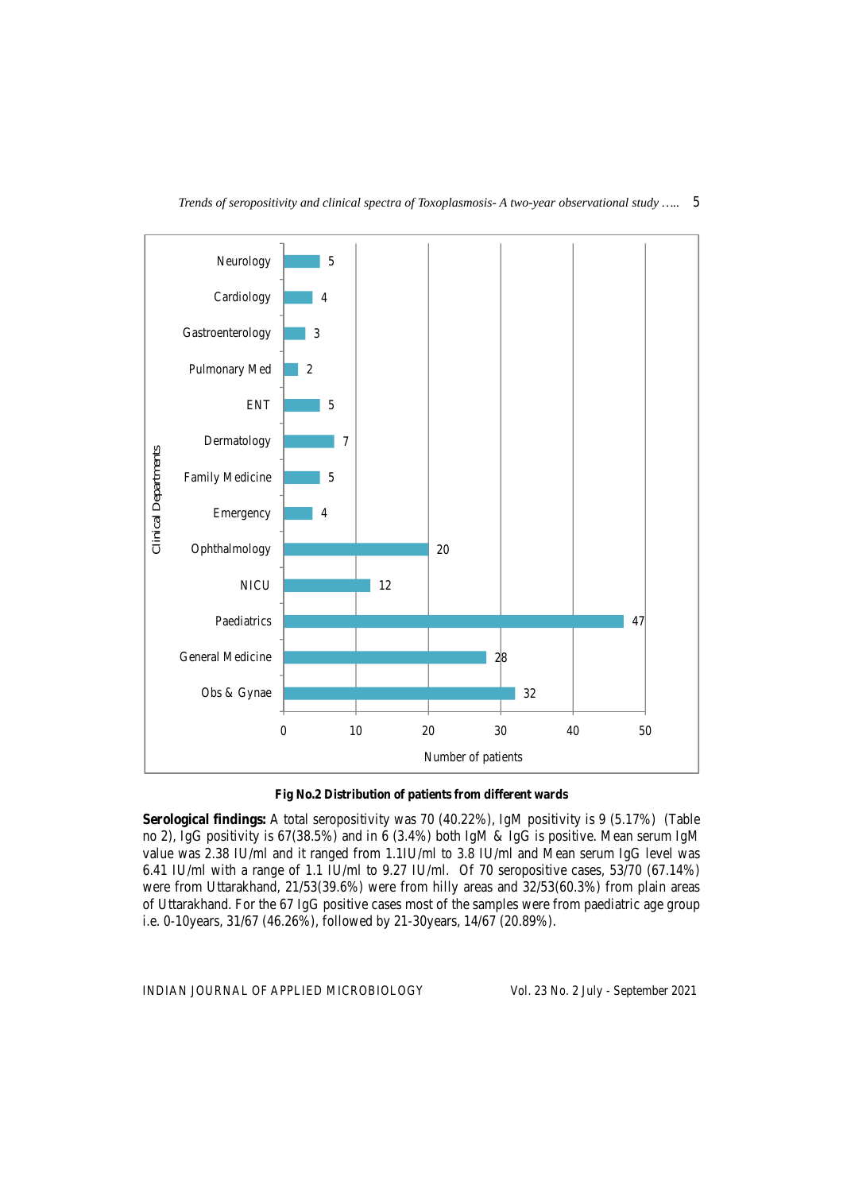| Clinical Departments | Number of patients |
|---|---|
| Neurology | 5 |
| Cardiology | 4 |
| Gastroenterology | 3 |
| Pulmonary Med | 2 |
| ENT | 5 |
| Dermatology | 7 |
| Family Medicine | 5 |
| Emergency | 4 |
| Ophthalmology | 20 |
| NICU | 12 |
| Paediatrics | 47 |
| General Medicine | 28 |
| Obs & Gynae | 32 |

**Fig No.2 Distribution of patients from different wards**

**Serological findings:** A total seropositivity was 70 (40.22%), IgM positivity is 9 (5.17%) (Table no 2), IgG positivity is 67(38.5%) and in 6 (3.4%) both IgM & IgG is positive. Mean serum IgM value was 2.38 IU/ml and it ranged from 1.1IU/ml to 3.8 IU/ml and Mean serum IgG level was 6.41 IU/ml with a range of 1.1 IU/ml to 9.27 IU/ml. Of 70 seropositive cases, 53/70 (67.14%) were from Uttarakhand, 21/53(39.6%) were from hilly areas and 32/53(60.3%) from plain areas of Uttarakhand. For the 67 IgG positive cases most of the samples were from paediatric age group i.e. 0-10years, 31/67 (46.26%), followed by 21-30years, 14/67 (20.89%).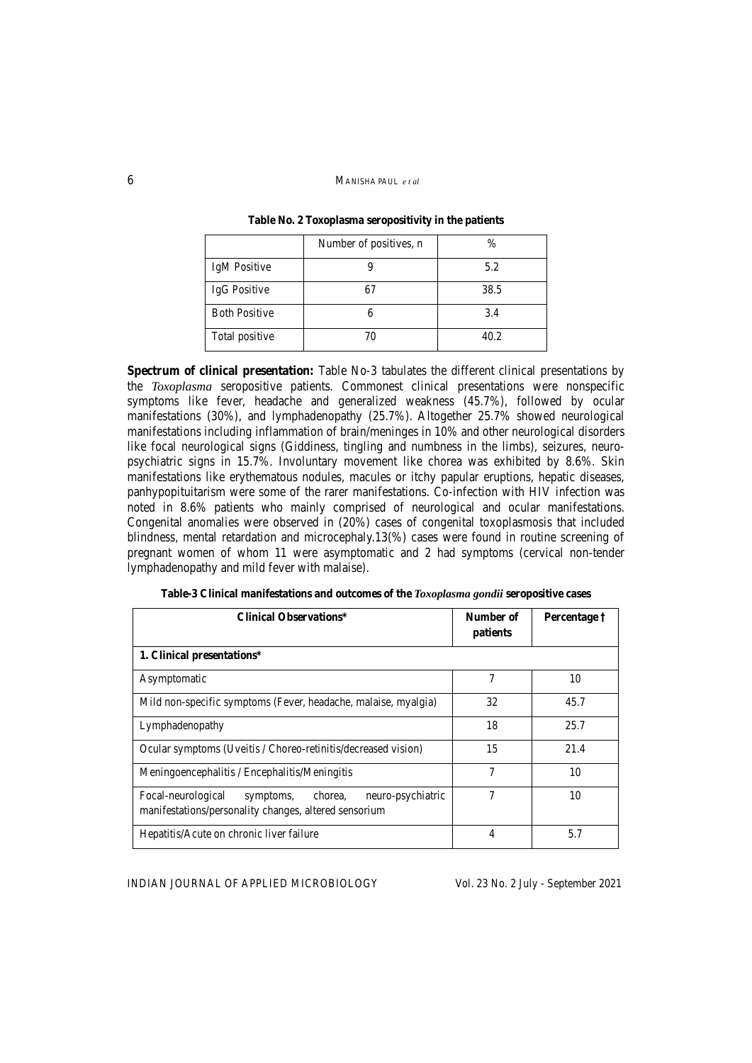**Table No. 2 Toxoplasma seropositivity in the patients**

| | Number of positives, n | % |
|---|---|---|
| IgM Positive | 9 | 5.2 |
| IgG Positive | 67 | 38.5 |
| Both Positive | 6 | 3.4 |
| Total positive | 70 | 40.2 |

**Spectrum of clinical presentation:** Table No-3 tabulates the different clinical presentations by the *Toxoplasma* seropositive patients. Commonest clinical presentations were nonspecific symptoms like fever, headache and generalized weakness (45.7%), followed by ocular manifestations (30%), and lymphadenopathy (25.7%). Altogether 25.7% showed neurological manifestations including inflammation of brain/meninges in 10% and other neurological disorders like focal neurological signs (Giddiness, tingling and numbness in the limbs), seizures, neuro-psychiatric signs in 15.7%. Involuntary movement like chorea was exhibited by 8.6%. Skin manifestations like erythematous nodules, macules or itchy papular eruptions, hepatic diseases, panhypopituitarism were some of the rarer manifestations. Co-infection with HIV infection was noted in 8.6% patients who mainly comprised of neurological and ocular manifestations. Congenital anomalies were observed in (20%) cases of congenital toxoplasmosis that included blindness, mental retardation and microcephaly.13(%) cases were found in routine screening of pregnant women of whom 11 were asymptomatic and 2 had symptoms (cervical non-tender lymphadenopathy and mild fever with malaise).

**Table-3 Clinical manifestations and outcomes of the *Toxoplasma gondii* seropositive cases**

| Clinical Observations* | Number of patients | Percentage † |
|---|---|---|
| **1. Clinical presentations*** | | |
| Asymptomatic | 7 | 10 |
| Mild non-specific symptoms (Fever, headache, malaise, myalgia) | 32 | 45.7 |
| Lymphadenopathy | 18 | 25.7 |
| Ocular symptoms (Uveitis / Choreo-retinitis/decreased vision) | 15 | 21.4 |
| Meningoencephalitis / Encephalitis/Meningitis | 7 | 10 |
| Focal-neurological symptoms, chorea, neuro-psychiatric manifestations/personality changes, altered sensorium | 7 | 10 |
| Hepatitis/Acute on chronic liver failure | 4 | 5.7 |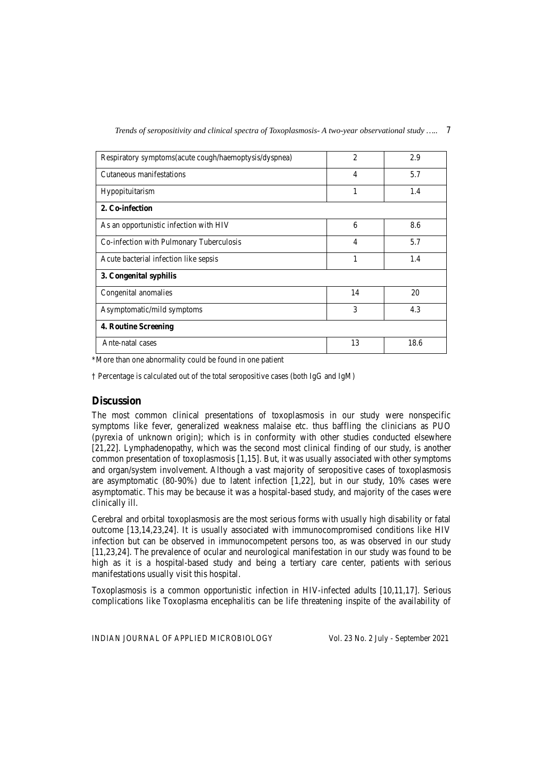| | | |
|---|---|---|
| Respiratory symptoms(acute cough/haemoptysis/dyspnea) | 2 | 2.9 |
| Cutaneous manifestations | 4 | 5.7 |
| Hypopituitarism | 1 | 1.4 |
| **2. Co-infection** | | |
| As an opportunistic infection with HIV | 6 | 8.6 |
| Co-infection with Pulmonary Tuberculosis | 4 | 5.7 |
| Acute bacterial infection like sepsis | 1 | 1.4 |
| **3. Congenital syphilis** | | |
| Congenital anomalies | 14 | 20 |
| Asymptomatic/mild symptoms | 3 | 4.3 |
| **4. Routine Screening** | | |
| Ante-natal cases | 13 | 18.6 |

*More than one abnormality could be found in one patient

† Percentage is calculated out of the total seropositive cases (both IgG and IgM)

## Discussion

The most common clinical presentations of toxoplasmosis in our study were nonspecific symptoms like fever, generalized weakness malaise etc. thus baffling the clinicians as PUO (pyrexia of unknown origin); which is in conformity with other studies conducted elsewhere [21,22]. Lymphadenopathy, which was the second most clinical finding of our study, is another common presentation of toxoplasmosis [1,15]. But, it was usually associated with other symptoms and organ/system involvement. Although a vast majority of seropositive cases of toxoplasmosis are asymptomatic (80-90%) due to latent infection [1,22], but in our study, 10% cases were asymptomatic. This may be because it was a hospital-based study, and majority of the cases were clinically ill.

Cerebral and orbital toxoplasmosis are the most serious forms with usually high disability or fatal outcome [13,14,23,24]. It is usually associated with immunocompromised conditions like HIV infection but can be observed in immunocompetent persons too, as was observed in our study [11,23,24]. The prevalence of ocular and neurological manifestation in our study was found to be high as it is a hospital-based study and being a tertiary care center, patients with serious manifestations usually visit this hospital.

Toxoplasmosis is a common opportunistic infection in HIV-infected adults [10,11,17]. Serious complications like Toxoplasma encephalitis can be life threatening inspite of the availability of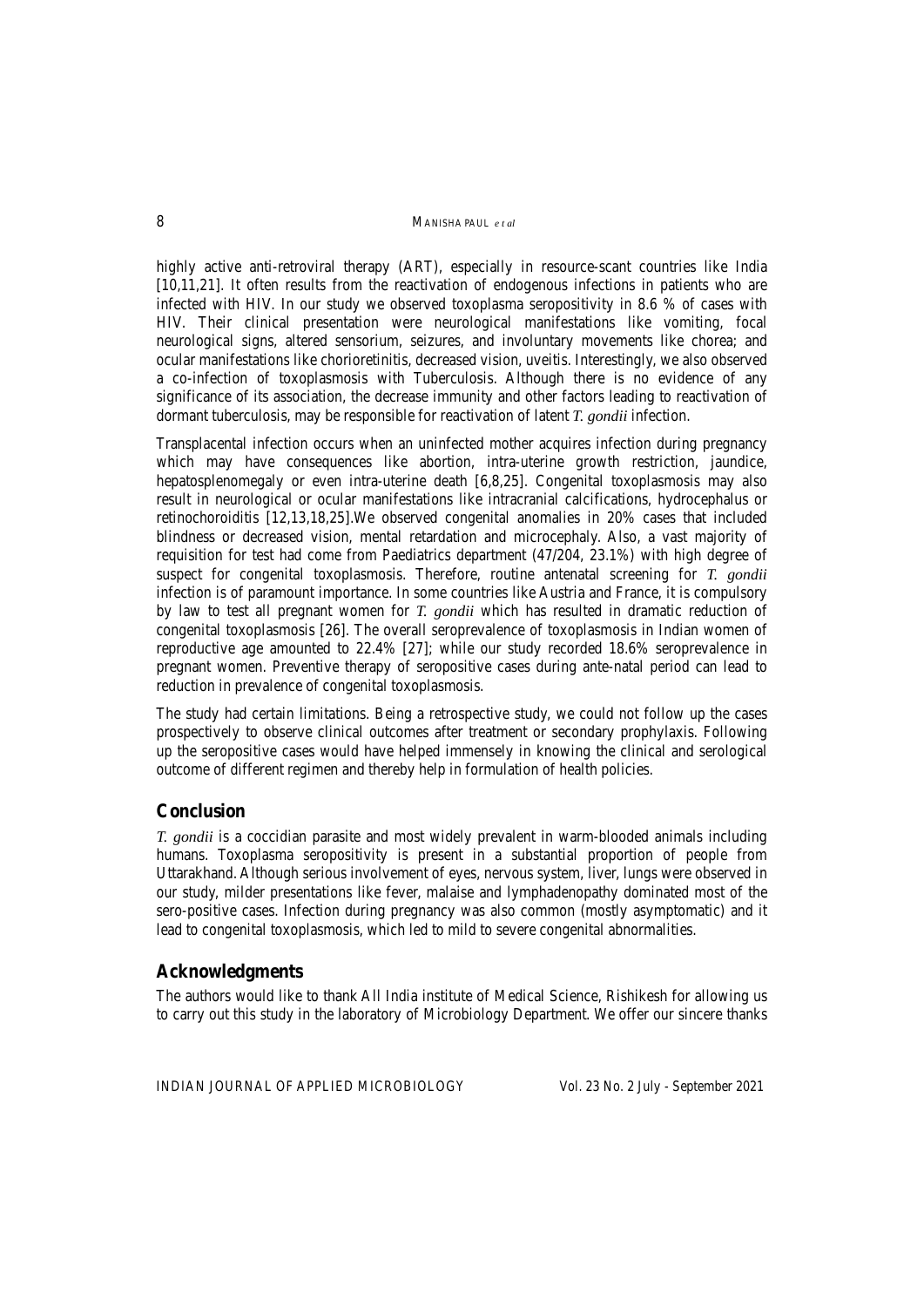highly active anti-retroviral therapy (ART), especially in resource-scant countries like India [10,11,21]. It often results from the reactivation of endogenous infections in patients who are infected with HIV. In our study we observed toxoplasma seropositivity in 8.6 % of cases with HIV. Their clinical presentation were neurological manifestations like vomiting, focal neurological signs, altered sensorium, seizures, and involuntary movements like chorea; and ocular manifestations like chorioretinitis, decreased vision, uveitis. Interestingly, we also observed a co-infection of toxoplasmosis with Tuberculosis. Although there is no evidence of any significance of its association, the decrease immunity and other factors leading to reactivation of dormant tuberculosis, may be responsible for reactivation of latent *T. gondii* infection.

Transplacental infection occurs when an uninfected mother acquires infection during pregnancy which may have consequences like abortion, intra-uterine growth restriction, jaundice, hepatosplenomegaly or even intra-uterine death [6,8,25]. Congenital toxoplasmosis may also result in neurological or ocular manifestations like intracranial calcifications, hydrocephalus or retinochoroiditis [12,13,18,25].We observed congenital anomalies in 20% cases that included blindness or decreased vision, mental retardation and microcephaly. Also, a vast majority of requisition for test had come from Paediatrics department (47/204, 23.1%) with high degree of suspect for congenital toxoplasmosis. Therefore, routine antenatal screening for *T. gondii* infection is of paramount importance. In some countries like Austria and France, it is compulsory by law to test all pregnant women for *T. gondii* which has resulted in dramatic reduction of congenital toxoplasmosis [26]. The overall seroprevalence of toxoplasmosis in Indian women of reproductive age amounted to 22.4% [27]; while our study recorded 18.6% seroprevalence in pregnant women. Preventive therapy of seropositive cases during ante-natal period can lead to reduction in prevalence of congenital toxoplasmosis.

The study had certain limitations. Being a retrospective study, we could not follow up the cases prospectively to observe clinical outcomes after treatment or secondary prophylaxis. Following up the seropositive cases would have helped immensely in knowing the clinical and serological outcome of different regimen and thereby help in formulation of health policies.

## Conclusion

*T. gondii* is a coccidian parasite and most widely prevalent in warm-blooded animals including humans. Toxoplasma seropositivity is present in a substantial proportion of people from Uttarakhand. Although serious involvement of eyes, nervous system, liver, lungs were observed in our study, milder presentations like fever, malaise and lymphadenopathy dominated most of the sero-positive cases. Infection during pregnancy was also common (mostly asymptomatic) and it lead to congenital toxoplasmosis, which led to mild to severe congenital abnormalities.

## Acknowledgments

The authors would like to thank All India institute of Medical Science, Rishikesh for allowing us to carry out this study in the laboratory of Microbiology Department. We offer our sincere thanks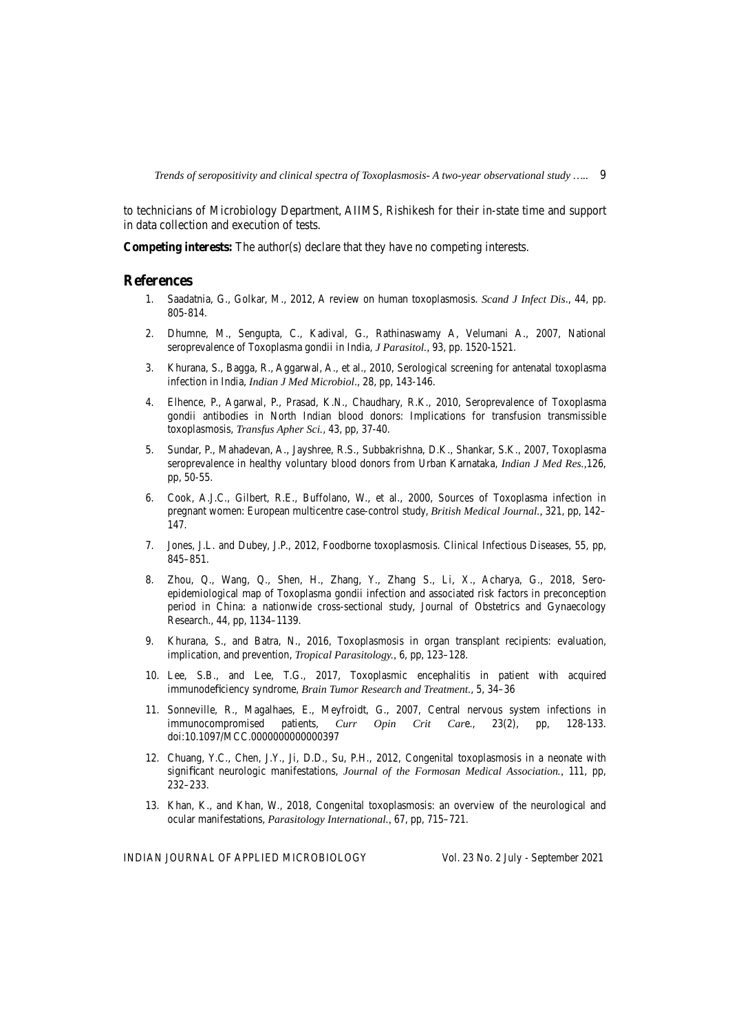to technicians of Microbiology Department, AIIMS, Rishikesh for their in-state time and support in data collection and execution of tests.

**Competing interests:** The author(s) declare that they have no competing interests.

## References

1. Saadatnia, G., Golkar, M., 2012, A review on human toxoplasmosis. *Scand J Infect Dis*., 44, pp. 805-814.
2. Dhumne, M., Sengupta, C., Kadival, G., Rathinaswamy A, Velumani A., 2007, National seroprevalence of Toxoplasma gondii in India, *J Parasitol*., 93, pp. 1520-1521.
3. Khurana, S., Bagga, R., Aggarwal, A., et al., 2010, Serological screening for antenatal toxoplasma infection in India, *Indian J Med Microbiol*., 28, pp, 143-146.
4. Elhence, P., Agarwal, P., Prasad, K.N., Chaudhary, R.K., 2010, Seroprevalence of Toxoplasma gondii antibodies in North Indian blood donors: Implications for transfusion transmissible toxoplasmosis, *Transfus Apher Sci.*, 43, pp, 37-40.
5. Sundar, P., Mahadevan, A., Jayshree, R.S., Subbakrishna, D.K., Shankar, S.K., 2007, Toxoplasma seroprevalence in healthy voluntary blood donors from Urban Karnataka, *Indian J Med Res.*,126, pp, 50-55.
6. Cook, A.J.C., Gilbert, R.E., Buffolano, W., et al., 2000, Sources of Toxoplasma infection in pregnant women: European multicentre case-control study, *British Medical Journal.*, 321, pp, 142–147.
7. Jones, J.L. and Dubey, J.P., 2012, Foodborne toxoplasmosis. Clinical Infectious Diseases, 55, pp, 845–851.
8. Zhou, Q., Wang, Q., Shen, H., Zhang, Y., Zhang S., Li, X., Acharya, G., 2018, Sero-epidemiological map of Toxoplasma gondii infection and associated risk factors in preconception period in China: a nationwide cross-sectional study, Journal of Obstetrics and Gynaecology Research., 44, pp, 1134–1139.
9. Khurana, S., and Batra, N., 2016, Toxoplasmosis in organ transplant recipients: evaluation, implication, and prevention, *Tropical Parasitology.*, 6, pp, 123–128.
10. Lee, S.B., and Lee, T.G., 2017, Toxoplasmic encephalitis in patient with acquired immunodeficiency syndrome, *Brain Tumor Research and Treatment.*, 5, 34–36
11. Sonneville, R., Magalhaes, E., Meyfroidt, G., 2007, Central nervous system infections in immunocompromised patients, *Curr Opin Crit Care.*, 23(2), pp, 128-133. doi:10.1097/MCC.0000000000000397
12. Chuang, Y.C., Chen, J.Y., Ji, D.D., Su, P.H., 2012, Congenital toxoplasmosis in a neonate with significant neurologic manifestations, *Journal of the Formosan Medical Association.*, 111, pp, 232–233.
13. Khan, K., and Khan, W., 2018, Congenital toxoplasmosis: an overview of the neurological and ocular manifestations, *Parasitology International.*, 67, pp, 715–721.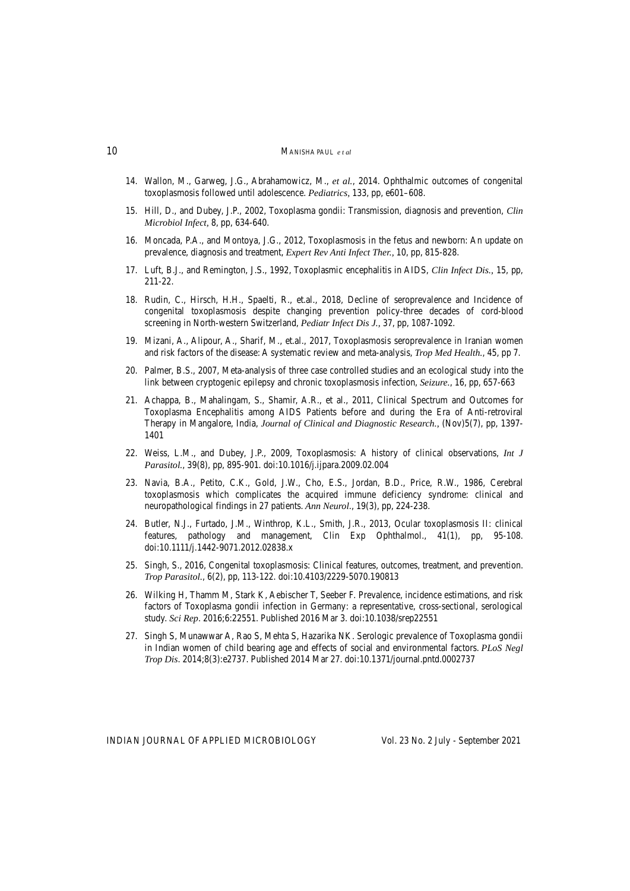14. Wallon, M., Garweg, J.G., Abrahamowicz, M., *et al.*, 2014. Ophthalmic outcomes of congenital toxoplasmosis followed until adolescence. *Pediatrics*, 133, pp, e601–608.

15. Hill, D., and Dubey, J.P., 2002, Toxoplasma gondii: Transmission, diagnosis and prevention, *Clin Microbiol Infect*, 8, pp, 634-640.

16. Moncada, P.A., and Montoya, J.G., 2012, Toxoplasmosis in the fetus and newborn: An update on prevalence, diagnosis and treatment, *Expert Rev Anti Infect Ther.*, 10, pp, 815-828.

17. Luft, B.J., and Remington, J.S., 1992, Toxoplasmic encephalitis in AIDS, *Clin Infect Dis.*, 15, pp, 211-22.

18. Rudin, C., Hirsch, H.H., Spaelti, R., et.al., 2018, Decline of seroprevalence and Incidence of congenital toxoplasmosis despite changing prevention policy-three decades of cord-blood screening in North-western Switzerland, *Pediatr Infect Dis J.*, 37, pp, 1087-1092.

19. Mizani, A., Alipour, A., Sharif, M., et.al., 2017, Toxoplasmosis seroprevalence in Iranian women and risk factors of the disease: A systematic review and meta-analysis, *Trop Med Health.*, 45, pp 7.

20. Palmer, B.S., 2007, Meta-analysis of three case controlled studies and an ecological study into the link between cryptogenic epilepsy and chronic toxoplasmosis infection, *Seizure.*, 16, pp, 657-663

21. Achappa, B., Mahalingam, S., Shamir, A.R., et al., 2011, Clinical Spectrum and Outcomes for Toxoplasma Encephalitis among AIDS Patients before and during the Era of Anti-retroviral Therapy in Mangalore, India, *Journal of Clinical and Diagnostic Research.*, (Nov)5(7), pp, 1397-1401

22. Weiss, L.M., and Dubey, J.P., 2009, Toxoplasmosis: A history of clinical observations, *Int J Parasitol.*, 39(8), pp, 895-901. doi:10.1016/j.ijpara.2009.02.004

23. Navia, B.A., Petito, C.K., Gold, J.W., Cho, E.S., Jordan, B.D., Price, R.W., 1986, Cerebral toxoplasmosis which complicates the acquired immune deficiency syndrome: clinical and neuropathological findings in 27 patients. *Ann Neurol.*, 19(3), pp, 224-238.

24. Butler, N.J., Furtado, J.M., Winthrop, K.L., Smith, J.R., 2013, Ocular toxoplasmosis II: clinical features, pathology and management, Clin Exp Ophthalmol., 41(1), pp, 95-108. doi:10.1111/j.1442-9071.2012.02838.x

25. Singh, S., 2016, Congenital toxoplasmosis: Clinical features, outcomes, treatment, and prevention. *Trop Parasitol.*, 6(2), pp, 113-122. doi:10.4103/2229-5070.190813

26. Wilking H, Thamm M, Stark K, Aebischer T, Seeber F. Prevalence, incidence estimations, and risk factors of Toxoplasma gondii infection in Germany: a representative, cross-sectional, serological study. *Sci Rep*. 2016;6:22551. Published 2016 Mar 3. doi:10.1038/srep22551

27. Singh S, Munawwar A, Rao S, Mehta S, Hazarika NK. Serologic prevalence of Toxoplasma gondii in Indian women of child bearing age and effects of social and environmental factors. *PLoS Negl Trop Dis*. 2014;8(3):e2737. Published 2014 Mar 27. doi:10.1371/journal.pntd.0002737